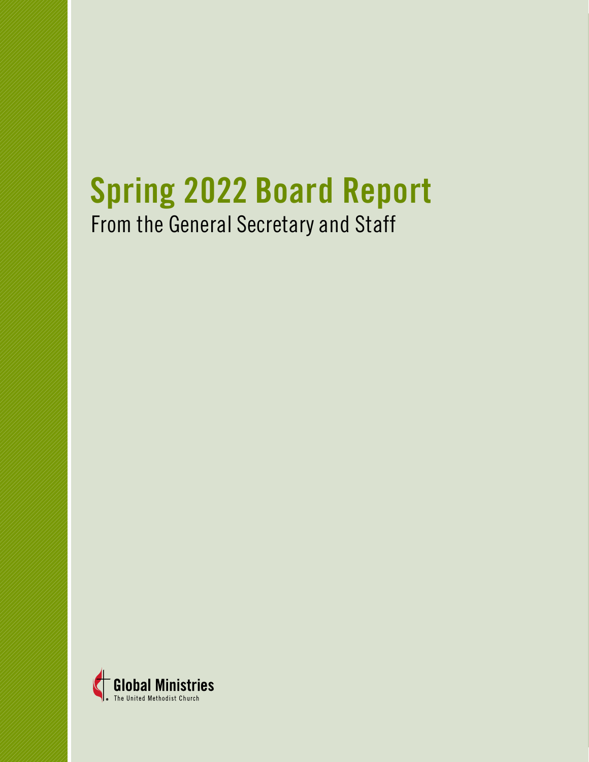# Spring 2022 Board Report

From the General Secretary and Staff

Global Ministries
The United Methodist Church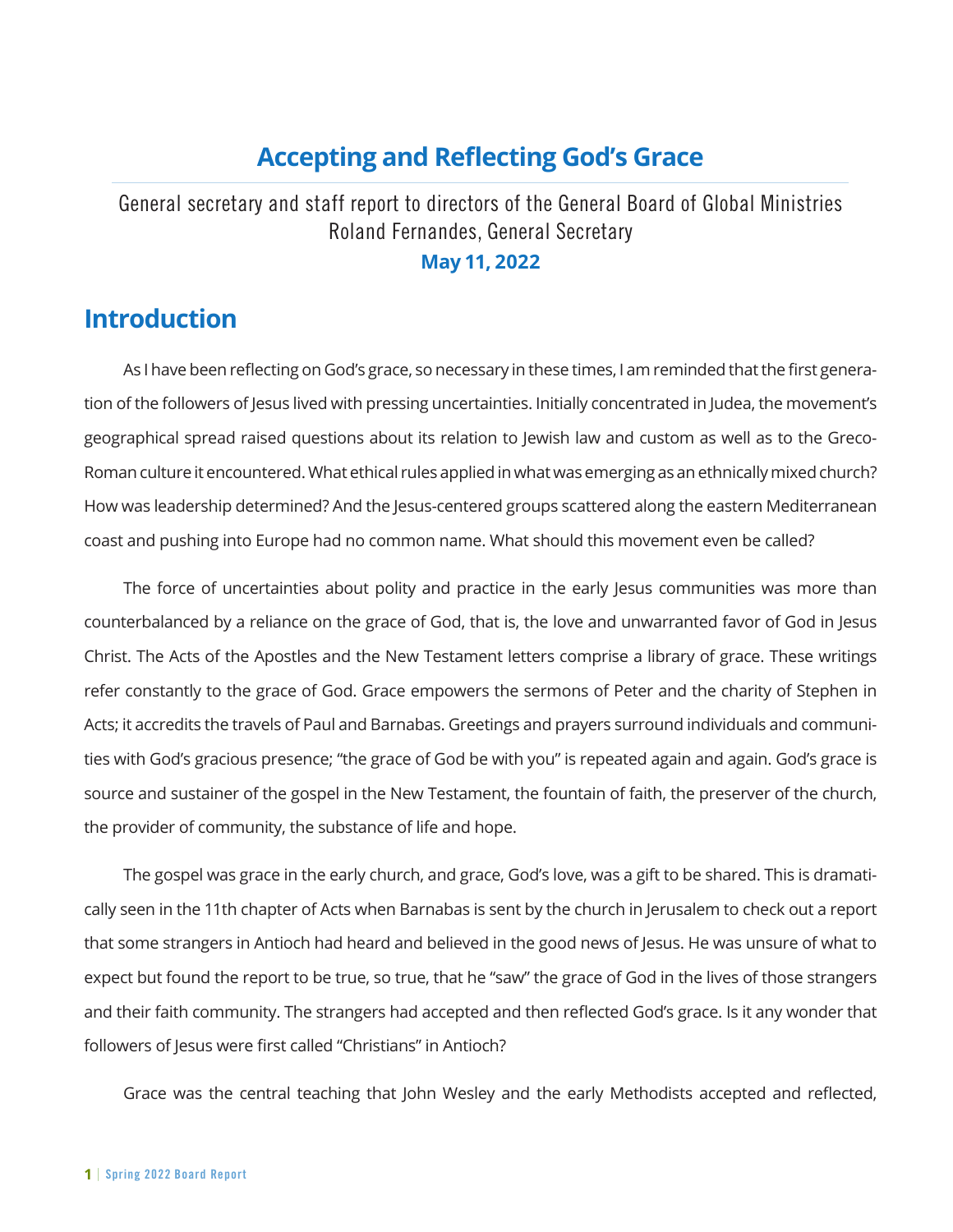# Accepting and Reflecting God's Grace

General secretary and staff report to directors of the General Board of Global Ministries
Roland Fernandes, General Secretary

**May 11, 2022**

## Introduction

As I have been reflecting on God's grace, so necessary in these times, I am reminded that the first generation of the followers of Jesus lived with pressing uncertainties. Initially concentrated in Judea, the movement's geographical spread raised questions about its relation to Jewish law and custom as well as to the Greco-Roman culture it encountered. What ethical rules applied in what was emerging as an ethnically mixed church? How was leadership determined? And the Jesus-centered groups scattered along the eastern Mediterranean coast and pushing into Europe had no common name. What should this movement even be called?

The force of uncertainties about polity and practice in the early Jesus communities was more than counterbalanced by a reliance on the grace of God, that is, the love and unwarranted favor of God in Jesus Christ. The Acts of the Apostles and the New Testament letters comprise a library of grace. These writings refer constantly to the grace of God. Grace empowers the sermons of Peter and the charity of Stephen in Acts; it accredits the travels of Paul and Barnabas. Greetings and prayers surround individuals and communities with God's gracious presence; "the grace of God be with you" is repeated again and again. God's grace is source and sustainer of the gospel in the New Testament, the fountain of faith, the preserver of the church, the provider of community, the substance of life and hope.

The gospel was grace in the early church, and grace, God's love, was a gift to be shared. This is dramatically seen in the 11th chapter of Acts when Barnabas is sent by the church in Jerusalem to check out a report that some strangers in Antioch had heard and believed in the good news of Jesus. He was unsure of what to expect but found the report to be true, so true, that he "saw" the grace of God in the lives of those strangers and their faith community. The strangers had accepted and then reflected God's grace. Is it any wonder that followers of Jesus were first called "Christians" in Antioch?

Grace was the central teaching that John Wesley and the early Methodists accepted and reflected,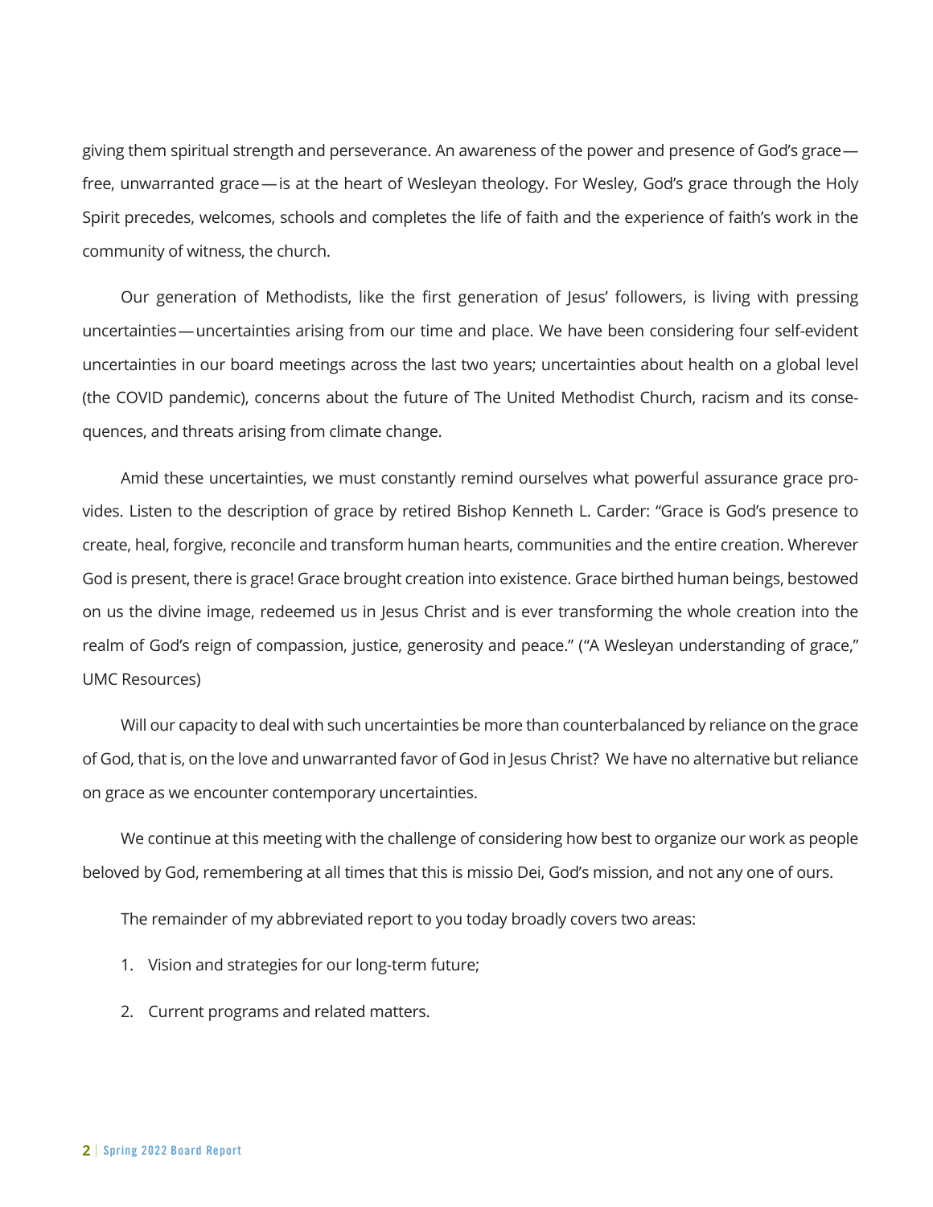giving them spiritual strength and perseverance. An awareness of the power and presence of God's grace—free, unwarranted grace—is at the heart of Wesleyan theology. For Wesley, God's grace through the Holy Spirit precedes, welcomes, schools and completes the life of faith and the experience of faith's work in the community of witness, the church.

Our generation of Methodists, like the first generation of Jesus' followers, is living with pressing uncertainties—uncertainties arising from our time and place. We have been considering four self-evident uncertainties in our board meetings across the last two years; uncertainties about health on a global level (the COVID pandemic), concerns about the future of The United Methodist Church, racism and its consequences, and threats arising from climate change.

Amid these uncertainties, we must constantly remind ourselves what powerful assurance grace provides. Listen to the description of grace by retired Bishop Kenneth L. Carder: "Grace is God's presence to create, heal, forgive, reconcile and transform human hearts, communities and the entire creation. Wherever God is present, there is grace! Grace brought creation into existence. Grace birthed human beings, bestowed on us the divine image, redeemed us in Jesus Christ and is ever transforming the whole creation into the realm of God's reign of compassion, justice, generosity and peace." ("A Wesleyan understanding of grace," UMC Resources)

Will our capacity to deal with such uncertainties be more than counterbalanced by reliance on the grace of God, that is, on the love and unwarranted favor of God in Jesus Christ? We have no alternative but reliance on grace as we encounter contemporary uncertainties.

We continue at this meeting with the challenge of considering how best to organize our work as people beloved by God, remembering at all times that this is missio Dei, God's mission, and not any one of ours.

The remainder of my abbreviated report to you today broadly covers two areas:

1. Vision and strategies for our long-term future;
2. Current programs and related matters.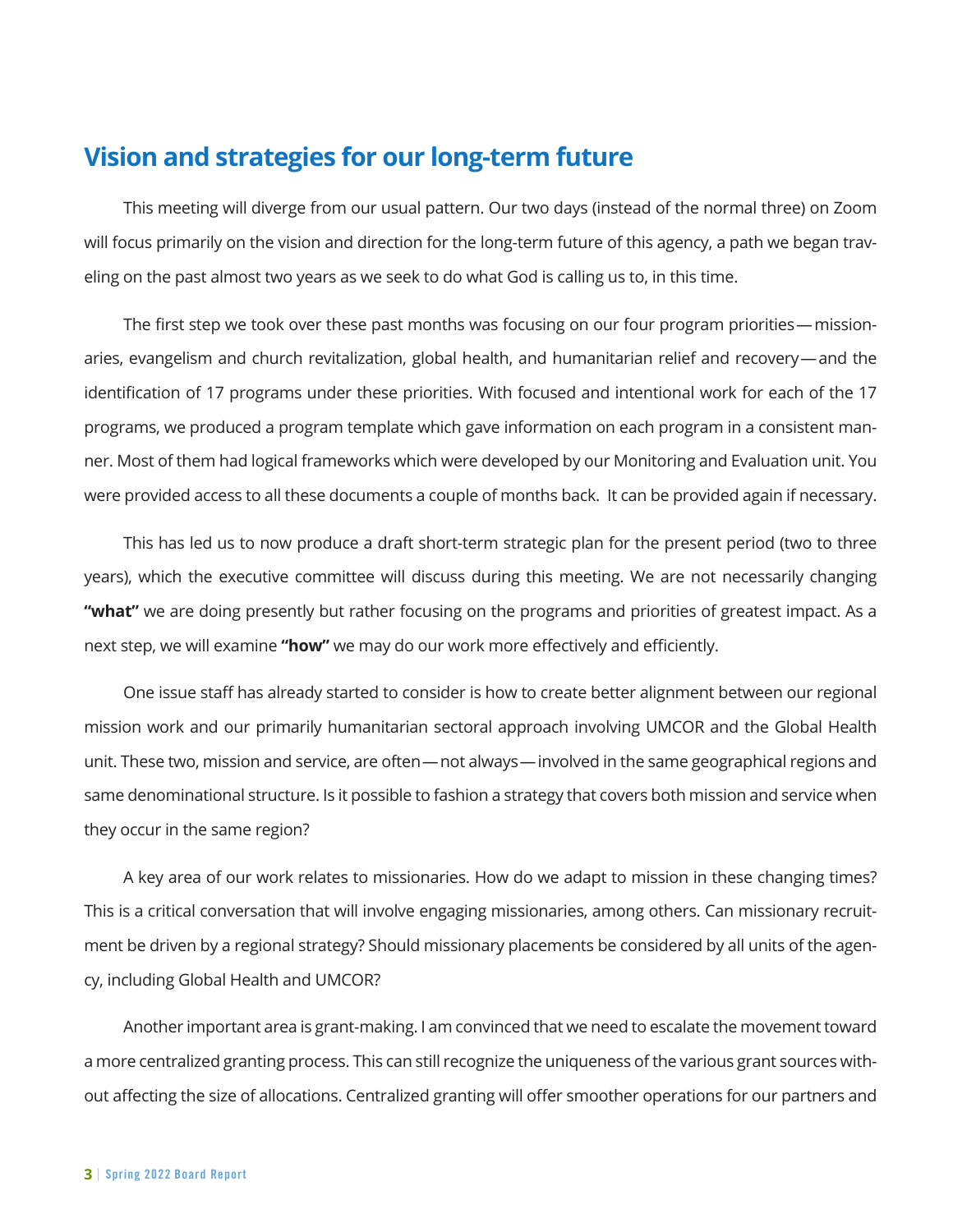## Vision and strategies for our long-term future

This meeting will diverge from our usual pattern. Our two days (instead of the normal three) on Zoom will focus primarily on the vision and direction for the long-term future of this agency, a path we began traveling on the past almost two years as we seek to do what God is calling us to, in this time.

The first step we took over these past months was focusing on our four program priorities — missionaries, evangelism and church revitalization, global health, and humanitarian relief and recovery — and the identification of 17 programs under these priorities. With focused and intentional work for each of the 17 programs, we produced a program template which gave information on each program in a consistent manner. Most of them had logical frameworks which were developed by our Monitoring and Evaluation unit. You were provided access to all these documents a couple of months back. It can be provided again if necessary.

This has led us to now produce a draft short-term strategic plan for the present period (two to three years), which the executive committee will discuss during this meeting. We are not necessarily changing **"what"** we are doing presently but rather focusing on the programs and priorities of greatest impact. As a next step, we will examine **"how"** we may do our work more effectively and efficiently.

One issue staff has already started to consider is how to create better alignment between our regional mission work and our primarily humanitarian sectoral approach involving UMCOR and the Global Health unit. These two, mission and service, are often — not always — involved in the same geographical regions and same denominational structure. Is it possible to fashion a strategy that covers both mission and service when they occur in the same region?

A key area of our work relates to missionaries. How do we adapt to mission in these changing times? This is a critical conversation that will involve engaging missionaries, among others. Can missionary recruitment be driven by a regional strategy? Should missionary placements be considered by all units of the agency, including Global Health and UMCOR?

Another important area is grant-making. I am convinced that we need to escalate the movement toward a more centralized granting process. This can still recognize the uniqueness of the various grant sources without affecting the size of allocations. Centralized granting will offer smoother operations for our partners and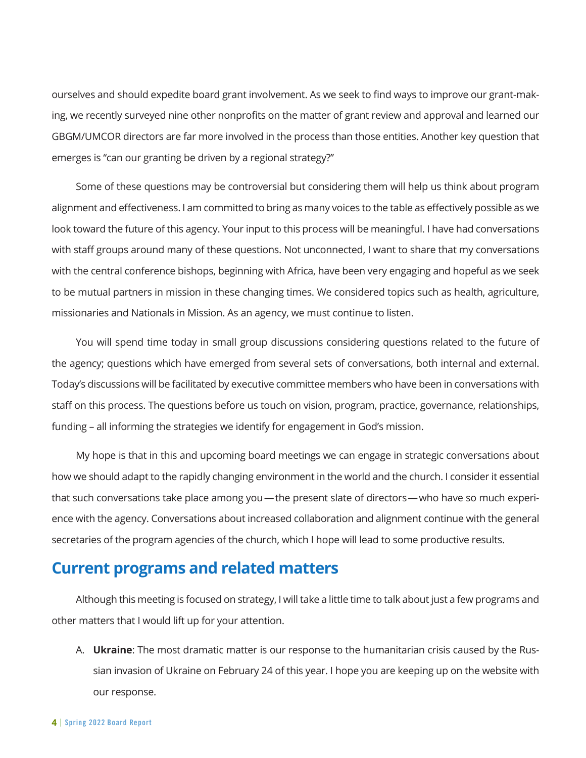ourselves and should expedite board grant involvement. As we seek to find ways to improve our grant-making, we recently surveyed nine other nonprofits on the matter of grant review and approval and learned our GBGM/UMCOR directors are far more involved in the process than those entities. Another key question that emerges is "can our granting be driven by a regional strategy?"

Some of these questions may be controversial but considering them will help us think about program alignment and effectiveness. I am committed to bring as many voices to the table as effectively possible as we look toward the future of this agency. Your input to this process will be meaningful. I have had conversations with staff groups around many of these questions. Not unconnected, I want to share that my conversations with the central conference bishops, beginning with Africa, have been very engaging and hopeful as we seek to be mutual partners in mission in these changing times. We considered topics such as health, agriculture, missionaries and Nationals in Mission. As an agency, we must continue to listen.

You will spend time today in small group discussions considering questions related to the future of the agency; questions which have emerged from several sets of conversations, both internal and external. Today's discussions will be facilitated by executive committee members who have been in conversations with staff on this process. The questions before us touch on vision, program, practice, governance, relationships, funding – all informing the strategies we identify for engagement in God's mission.

My hope is that in this and upcoming board meetings we can engage in strategic conversations about how we should adapt to the rapidly changing environment in the world and the church. I consider it essential that such conversations take place among you — the present slate of directors — who have so much experience with the agency. Conversations about increased collaboration and alignment continue with the general secretaries of the program agencies of the church, which I hope will lead to some productive results.

## Current programs and related matters

Although this meeting is focused on strategy, I will take a little time to talk about just a few programs and other matters that I would lift up for your attention.

A. **Ukraine**: The most dramatic matter is our response to the humanitarian crisis caused by the Russian invasion of Ukraine on February 24 of this year. I hope you are keeping up on the website with our response.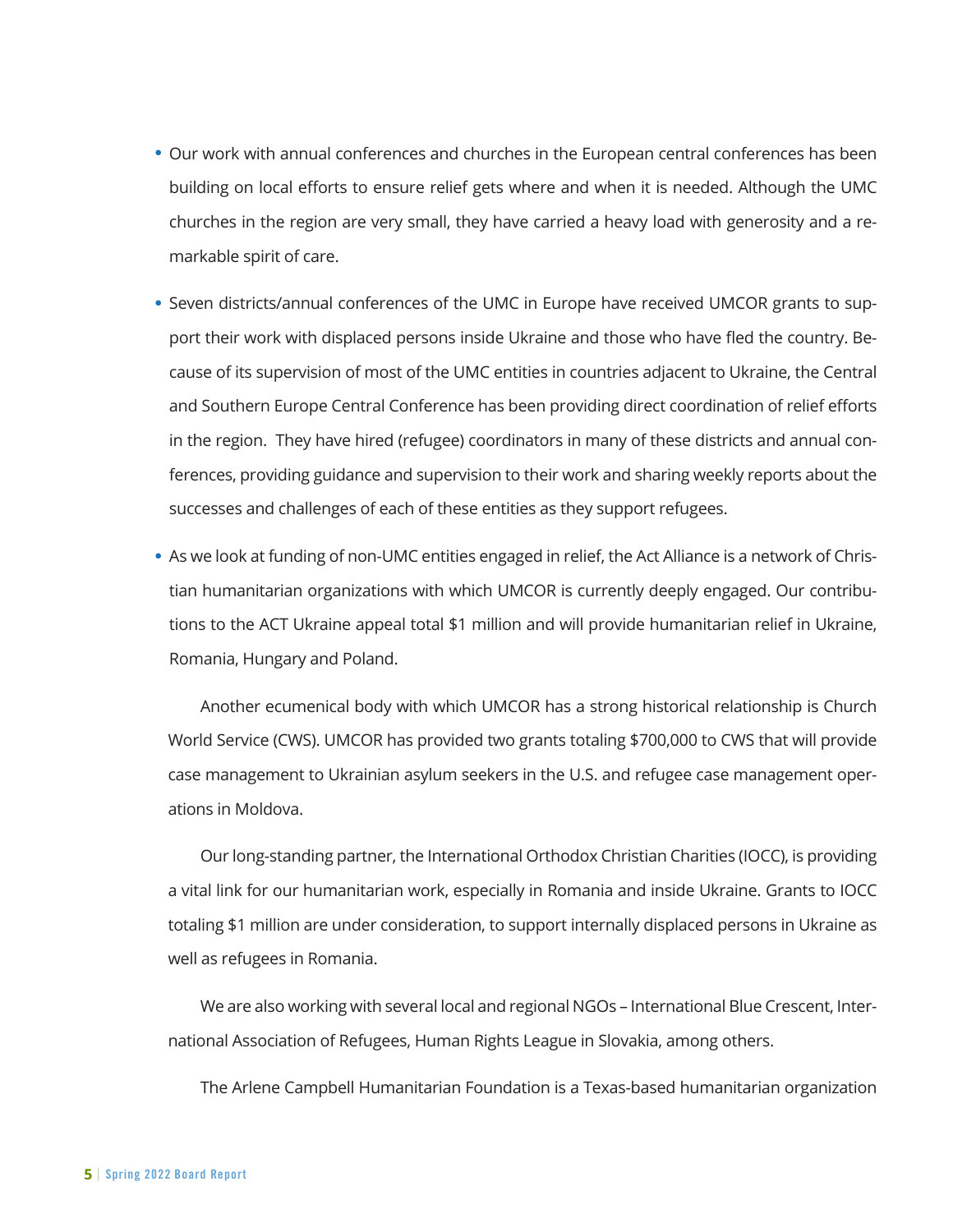- Our work with annual conferences and churches in the European central conferences has been building on local efforts to ensure relief gets where and when it is needed. Although the UMC churches in the region are very small, they have carried a heavy load with generosity and a remarkable spirit of care.
- Seven districts/annual conferences of the UMC in Europe have received UMCOR grants to support their work with displaced persons inside Ukraine and those who have fled the country. Because of its supervision of most of the UMC entities in countries adjacent to Ukraine, the Central and Southern Europe Central Conference has been providing direct coordination of relief efforts in the region. They have hired (refugee) coordinators in many of these districts and annual conferences, providing guidance and supervision to their work and sharing weekly reports about the successes and challenges of each of these entities as they support refugees.
- As we look at funding of non-UMC entities engaged in relief, the Act Alliance is a network of Christian humanitarian organizations with which UMCOR is currently deeply engaged. Our contributions to the ACT Ukraine appeal total $1 million and will provide humanitarian relief in Ukraine, Romania, Hungary and Poland.

  Another ecumenical body with which UMCOR has a strong historical relationship is Church World Service (CWS). UMCOR has provided two grants totaling $700,000 to CWS that will provide case management to Ukrainian asylum seekers in the U.S. and refugee case management operations in Moldova.

  Our long-standing partner, the International Orthodox Christian Charities (IOCC), is providing a vital link for our humanitarian work, especially in Romania and inside Ukraine. Grants to IOCC totaling $1 million are under consideration, to support internally displaced persons in Ukraine as well as refugees in Romania.

  We are also working with several local and regional NGOs – International Blue Crescent, International Association of Refugees, Human Rights League in Slovakia, among others.

  The Arlene Campbell Humanitarian Foundation is a Texas-based humanitarian organization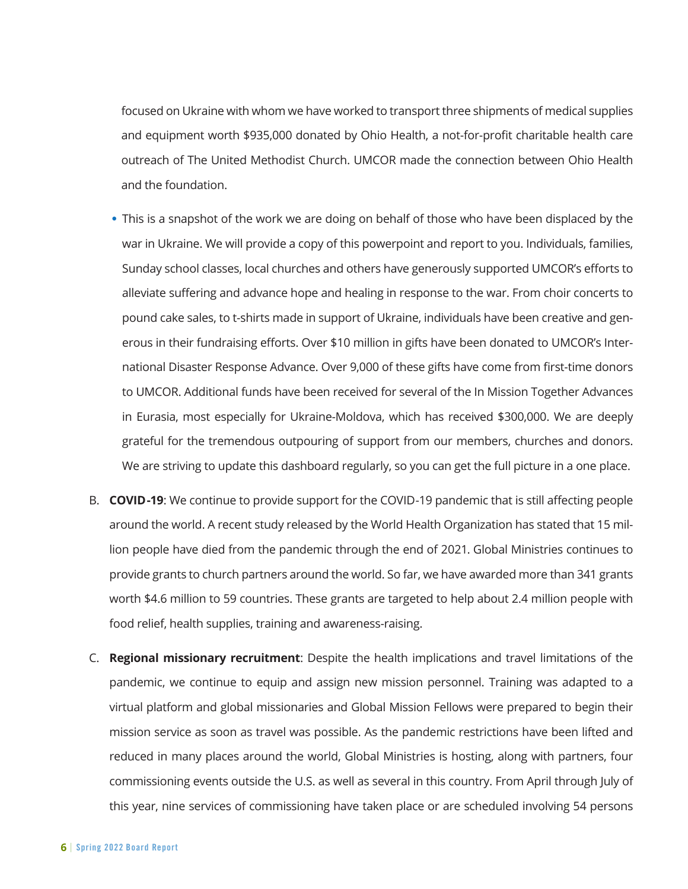focused on Ukraine with whom we have worked to transport three shipments of medical supplies and equipment worth $935,000 donated by Ohio Health, a not-for-profit charitable health care outreach of The United Methodist Church. UMCOR made the connection between Ohio Health and the foundation.

- This is a snapshot of the work we are doing on behalf of those who have been displaced by the war in Ukraine. We will provide a copy of this powerpoint and report to you. Individuals, families, Sunday school classes, local churches and others have generously supported UMCOR's efforts to alleviate suffering and advance hope and healing in response to the war. From choir concerts to pound cake sales, to t-shirts made in support of Ukraine, individuals have been creative and generous in their fundraising efforts. Over $10 million in gifts have been donated to UMCOR's International Disaster Response Advance. Over 9,000 of these gifts have come from first-time donors to UMCOR. Additional funds have been received for several of the In Mission Together Advances in Eurasia, most especially for Ukraine-Moldova, which has received $300,000. We are deeply grateful for the tremendous outpouring of support from our members, churches and donors. We are striving to update this dashboard regularly, so you can get the full picture in a one place.

B. **COVID-19**: We continue to provide support for the COVID-19 pandemic that is still affecting people around the world. A recent study released by the World Health Organization has stated that 15 million people have died from the pandemic through the end of 2021. Global Ministries continues to provide grants to church partners around the world. So far, we have awarded more than 341 grants worth $4.6 million to 59 countries. These grants are targeted to help about 2.4 million people with food relief, health supplies, training and awareness-raising.

C. **Regional missionary recruitment**: Despite the health implications and travel limitations of the pandemic, we continue to equip and assign new mission personnel. Training was adapted to a virtual platform and global missionaries and Global Mission Fellows were prepared to begin their mission service as soon as travel was possible. As the pandemic restrictions have been lifted and reduced in many places around the world, Global Ministries is hosting, along with partners, four commissioning events outside the U.S. as well as several in this country. From April through July of this year, nine services of commissioning have taken place or are scheduled involving 54 persons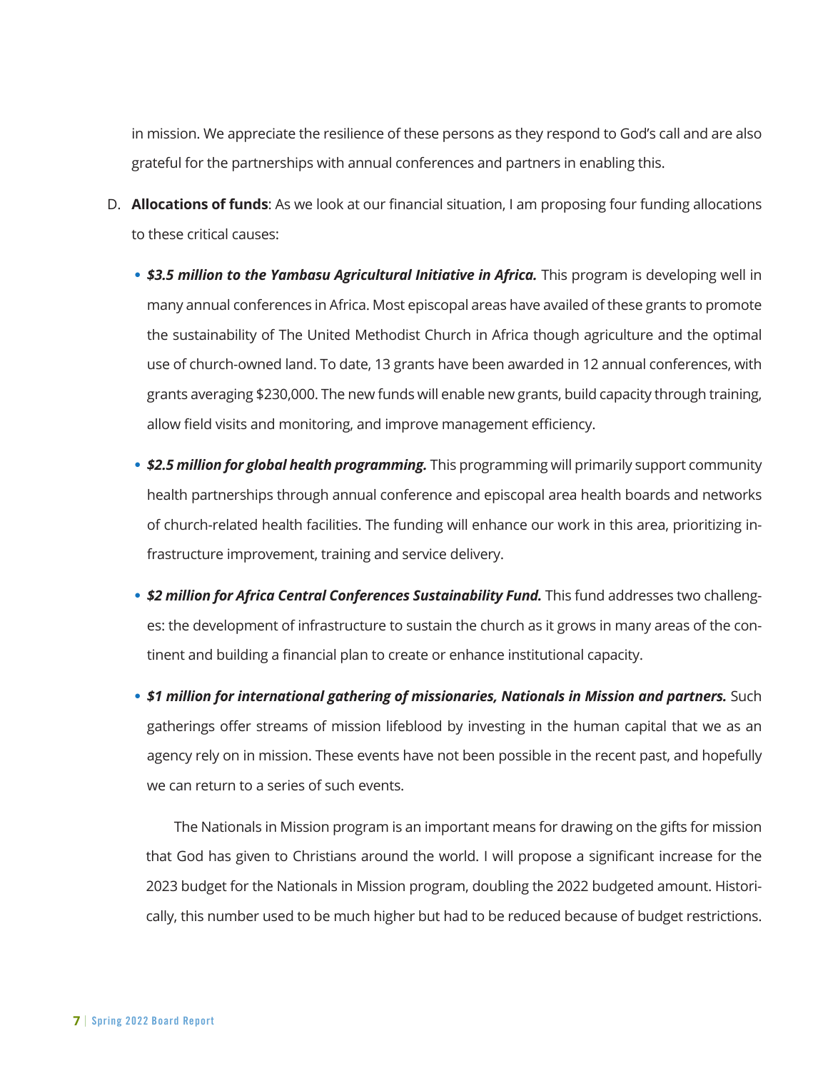in mission. We appreciate the resilience of these persons as they respond to God's call and are also grateful for the partnerships with annual conferences and partners in enabling this.

D. **Allocations of funds**: As we look at our financial situation, I am proposing four funding allocations to these critical causes:

   - ***$3.5 million to the Yambasu Agricultural Initiative in Africa.*** This program is developing well in many annual conferences in Africa. Most episcopal areas have availed of these grants to promote the sustainability of The United Methodist Church in Africa though agriculture and the optimal use of church-owned land. To date, 13 grants have been awarded in 12 annual conferences, with grants averaging $230,000. The new funds will enable new grants, build capacity through training, allow field visits and monitoring, and improve management efficiency.

   - ***$2.5 million for global health programming.*** This programming will primarily support community health partnerships through annual conference and episcopal area health boards and networks of church-related health facilities. The funding will enhance our work in this area, prioritizing infrastructure improvement, training and service delivery.

   - ***$2 million for Africa Central Conferences Sustainability Fund.*** This fund addresses two challenges: the development of infrastructure to sustain the church as it grows in many areas of the continent and building a financial plan to create or enhance institutional capacity.

   - ***$1 million for international gathering of missionaries, Nationals in Mission and partners.*** Such gatherings offer streams of mission lifeblood by investing in the human capital that we as an agency rely on in mission. These events have not been possible in the recent past, and hopefully we can return to a series of such events.

   The Nationals in Mission program is an important means for drawing on the gifts for mission that God has given to Christians around the world. I will propose a significant increase for the 2023 budget for the Nationals in Mission program, doubling the 2022 budgeted amount. Historically, this number used to be much higher but had to be reduced because of budget restrictions.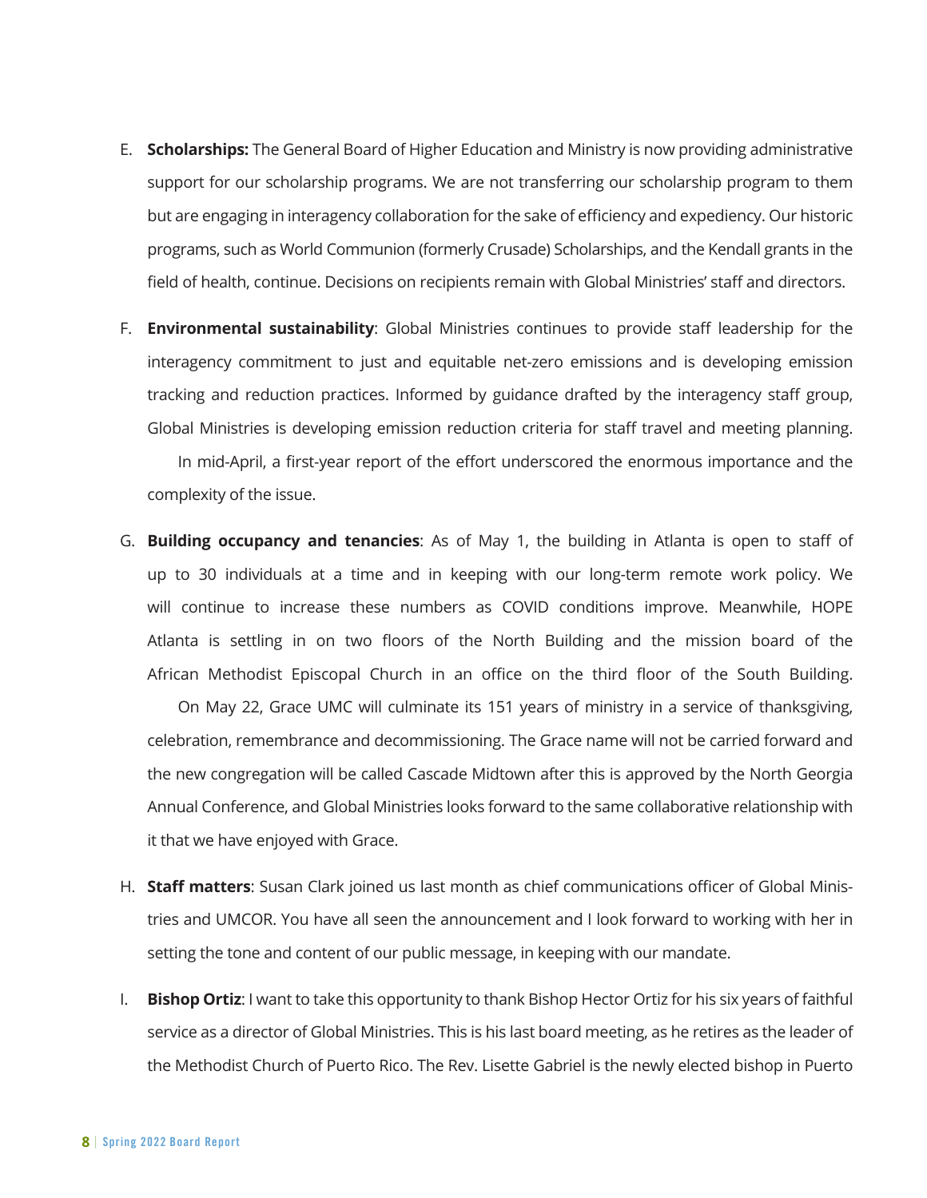E. **Scholarships:** The General Board of Higher Education and Ministry is now providing administrative support for our scholarship programs. We are not transferring our scholarship program to them but are engaging in interagency collaboration for the sake of efficiency and expediency. Our historic programs, such as World Communion (formerly Crusade) Scholarships, and the Kendall grants in the field of health, continue. Decisions on recipients remain with Global Ministries' staff and directors.

F. **Environmental sustainability**: Global Ministries continues to provide staff leadership for the interagency commitment to just and equitable net-zero emissions and is developing emission tracking and reduction practices. Informed by guidance drafted by the interagency staff group, Global Ministries is developing emission reduction criteria for staff travel and meeting planning.

   In mid-April, a first-year report of the effort underscored the enormous importance and the complexity of the issue.

G. **Building occupancy and tenancies**: As of May 1, the building in Atlanta is open to staff of up to 30 individuals at a time and in keeping with our long-term remote work policy. We will continue to increase these numbers as COVID conditions improve. Meanwhile, HOPE Atlanta is settling in on two floors of the North Building and the mission board of the African Methodist Episcopal Church in an office on the third floor of the South Building.

   On May 22, Grace UMC will culminate its 151 years of ministry in a service of thanksgiving, celebration, remembrance and decommissioning. The Grace name will not be carried forward and the new congregation will be called Cascade Midtown after this is approved by the North Georgia Annual Conference, and Global Ministries looks forward to the same collaborative relationship with it that we have enjoyed with Grace.

H. **Staff matters**: Susan Clark joined us last month as chief communications officer of Global Ministries and UMCOR. You have all seen the announcement and I look forward to working with her in setting the tone and content of our public message, in keeping with our mandate.

I. **Bishop Ortiz**: I want to take this opportunity to thank Bishop Hector Ortiz for his six years of faithful service as a director of Global Ministries. This is his last board meeting, as he retires as the leader of the Methodist Church of Puerto Rico. The Rev. Lisette Gabriel is the newly elected bishop in Puerto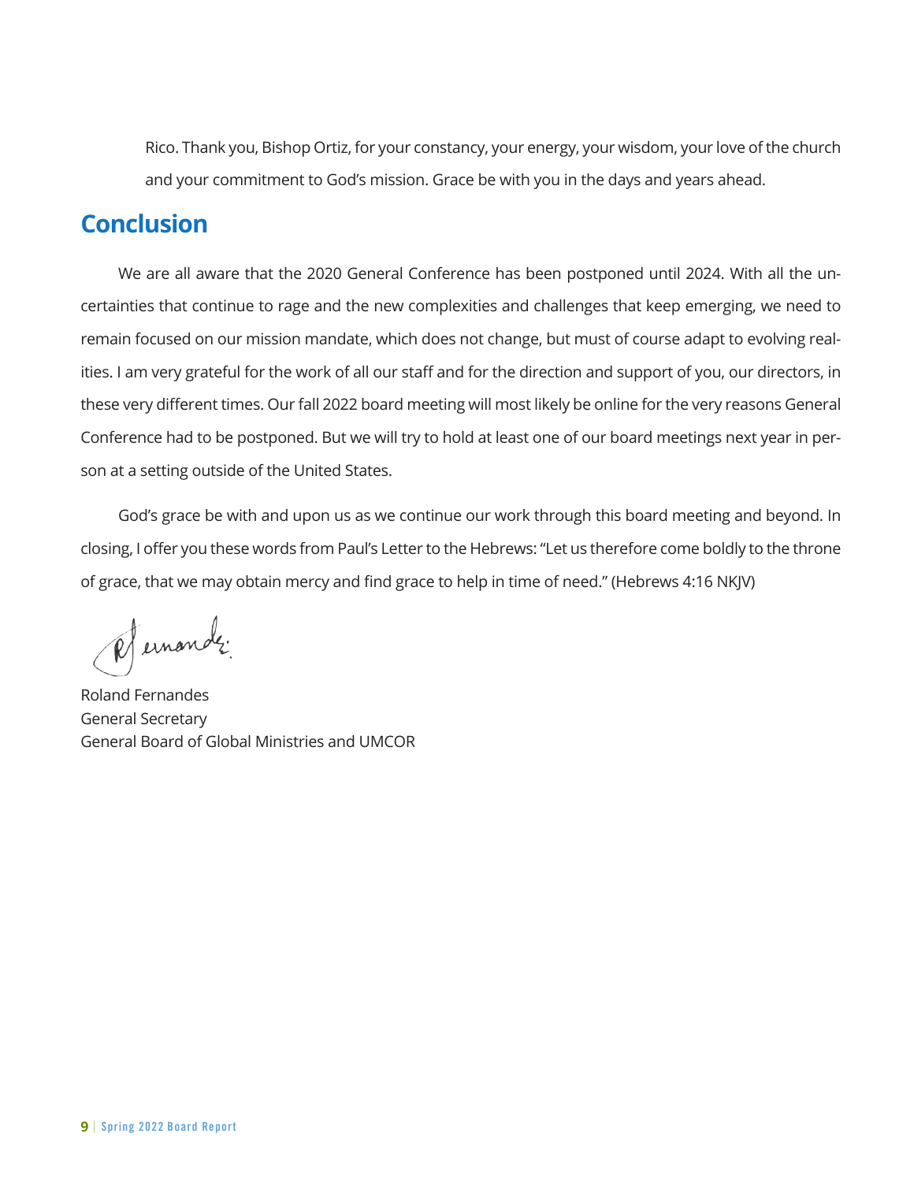Rico. Thank you, Bishop Ortiz, for your constancy, your energy, your wisdom, your love of the church and your commitment to God's mission. Grace be with you in the days and years ahead.

## Conclusion

We are all aware that the 2020 General Conference has been postponed until 2024. With all the uncertainties that continue to rage and the new complexities and challenges that keep emerging, we need to remain focused on our mission mandate, which does not change, but must of course adapt to evolving realities. I am very grateful for the work of all our staff and for the direction and support of you, our directors, in these very different times. Our fall 2022 board meeting will most likely be online for the very reasons General Conference had to be postponed. But we will try to hold at least one of our board meetings next year in person at a setting outside of the United States.

God's grace be with and upon us as we continue our work through this board meeting and beyond. In closing, I offer you these words from Paul's Letter to the Hebrews: "Let us therefore come boldly to the throne of grace, that we may obtain mercy and find grace to help in time of need." (Hebrews 4:16 NKJV)

Roland Fernandes
General Secretary
General Board of Global Ministries and UMCOR